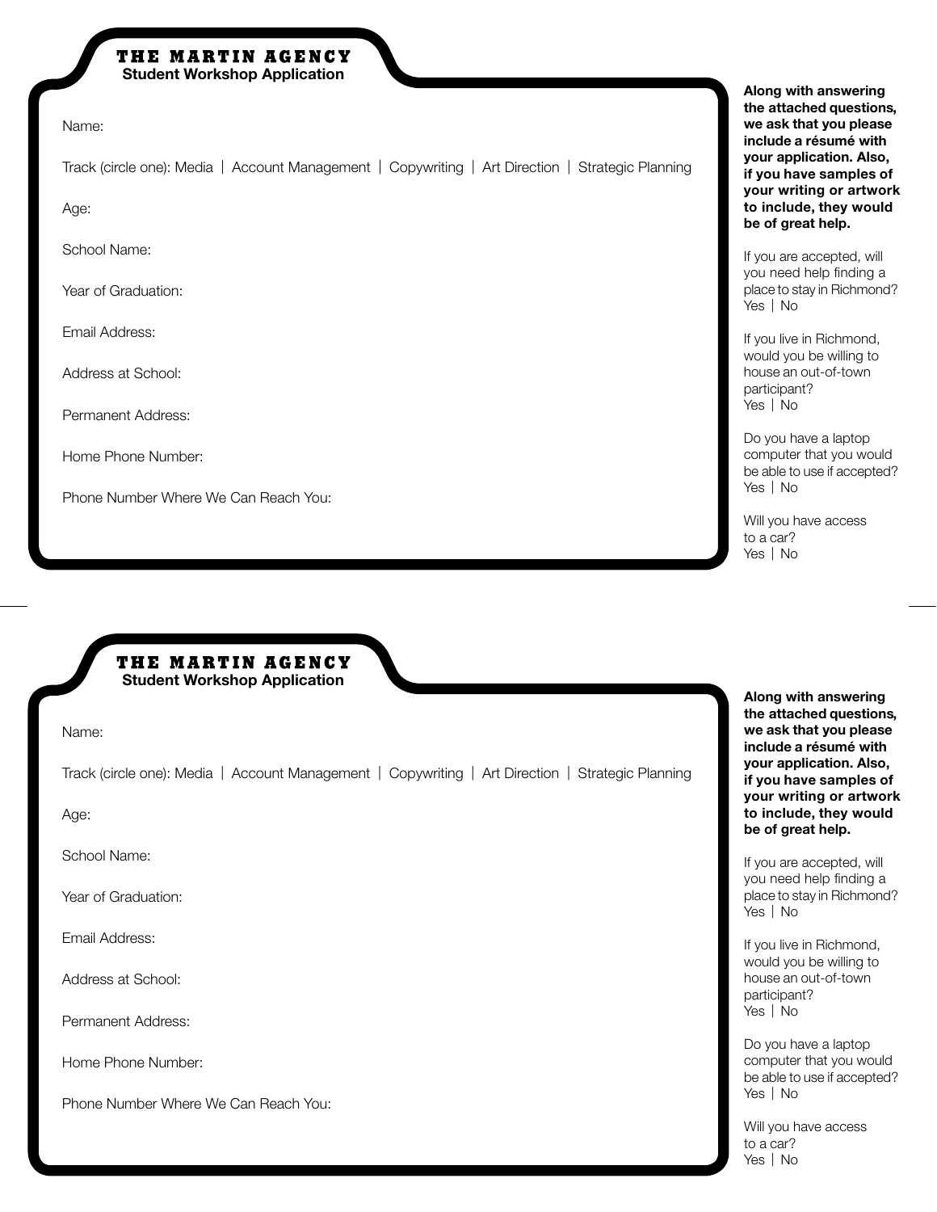# THE MARTIN AGENCY

## Student Workshop Application

Name:

Track (circle one): Media | Account Management | Copywriting | Art Direction | Strategic Planning

Age:

School Name:

Year of Graduation:

Email Address:

Address at School:

Permanent Address:

Home Phone Number:

Phone Number Where We Can Reach You:

**Along with answering the attached questions, we ask that you please include a résumé with your application. Also, if you have samples of your writing or artwork to include, they would be of great help.**

If you are accepted, will you need help finding a place to stay in Richmond?
Yes | No

If you live in Richmond, would you be willing to house an out-of-town participant?
Yes | No

Do you have a laptop computer that you would be able to use if accepted?
Yes | No

Will you have access to a car?
Yes | No

---

# THE MARTIN AGENCY

## Student Workshop Application

Name:

Track (circle one): Media | Account Management | Copywriting | Art Direction | Strategic Planning

Age:

School Name:

Year of Graduation:

Email Address:

Address at School:

Permanent Address:

Home Phone Number:

Phone Number Where We Can Reach You:

**Along with answering the attached questions, we ask that you please include a résumé with your application. Also, if you have samples of your writing or artwork to include, they would be of great help.**

If you are accepted, will you need help finding a place to stay in Richmond?
Yes | No

If you live in Richmond, would you be willing to house an out-of-town participant?
Yes | No

Do you have a laptop computer that you would be able to use if accepted?
Yes | No

Will you have access to a car?
Yes | No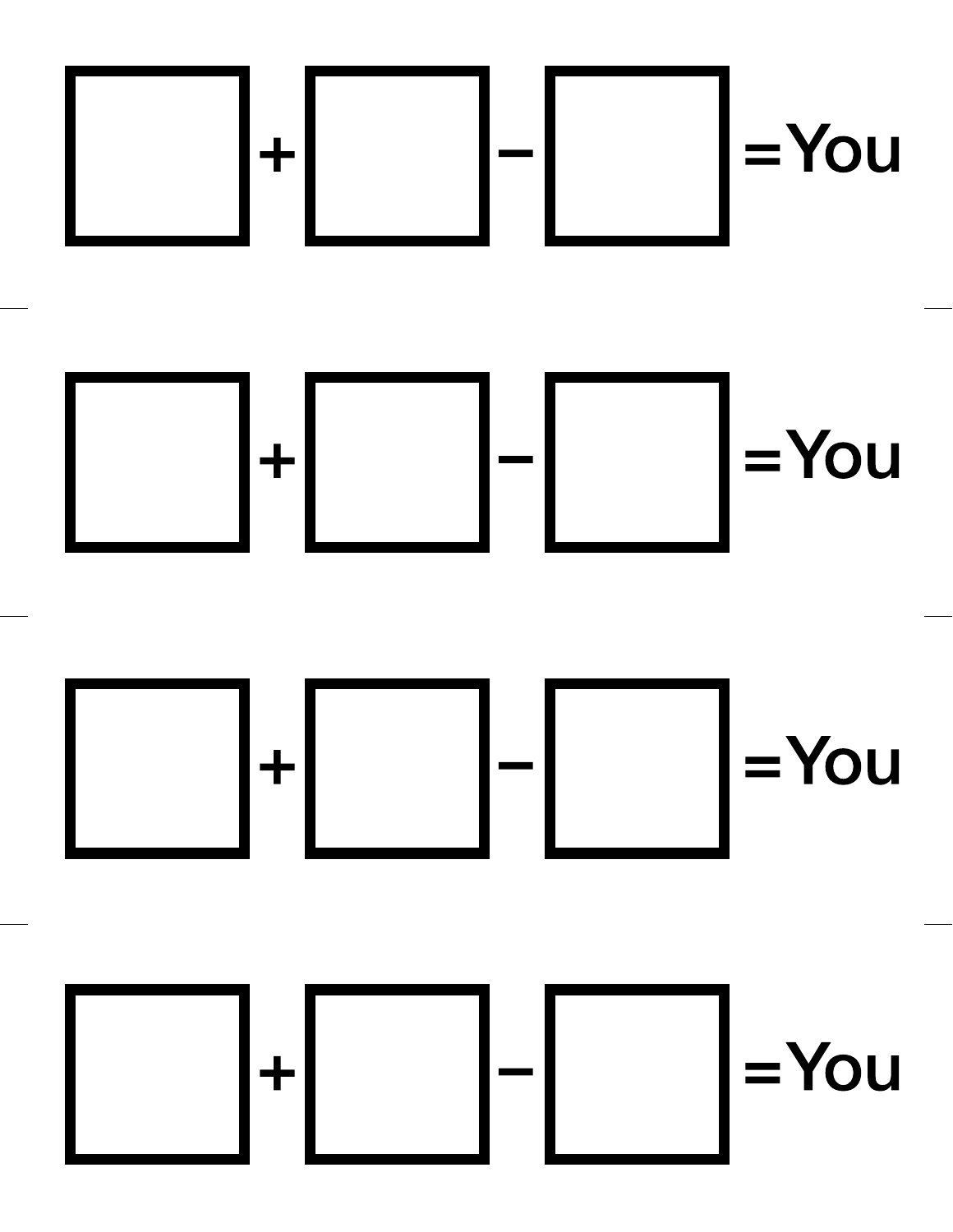☐ + ☐ − ☐ = You

☐ + ☐ − ☐ = You

☐ + ☐ − ☐ = You

☐ + ☐ − ☐ = You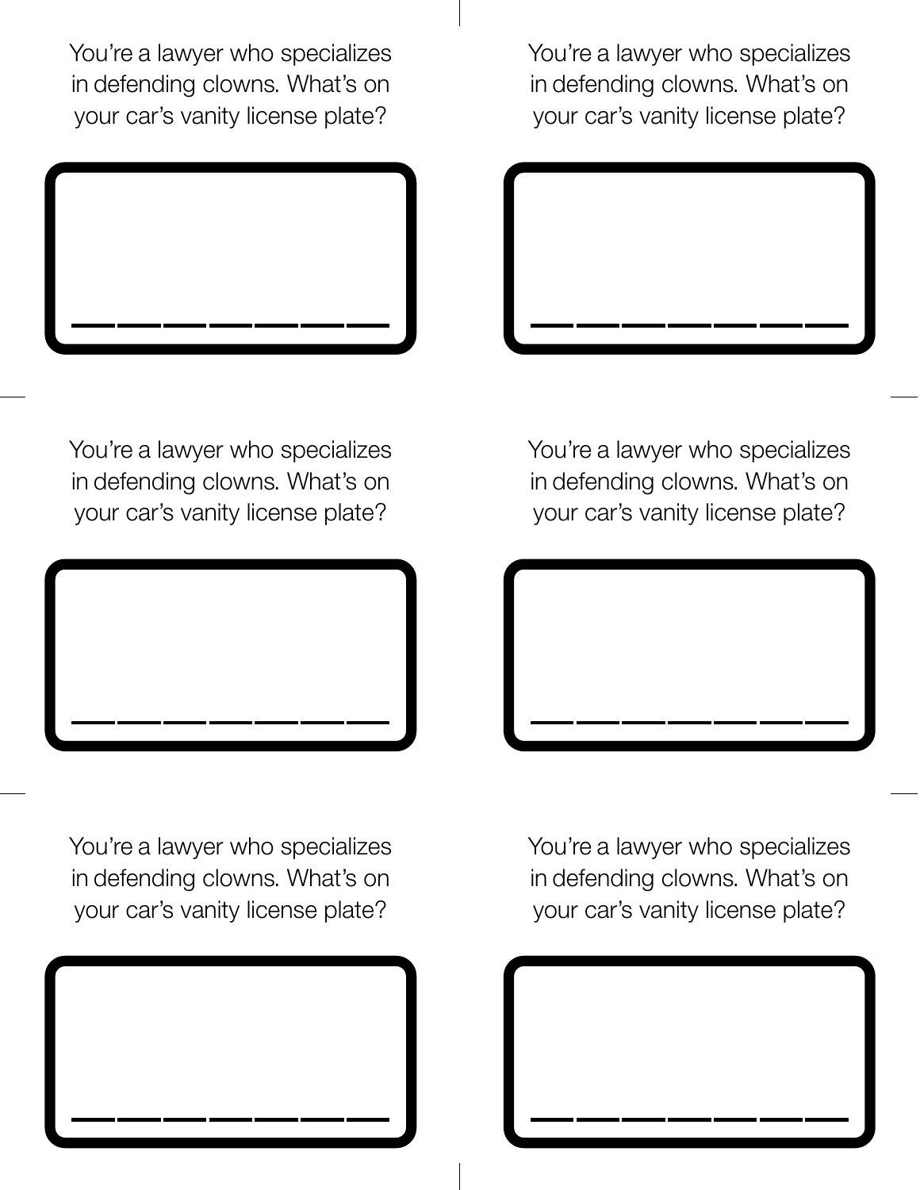You're a lawyer who specializes in defending clowns. What's on your car's vanity license plate?

_ _ _ _ _ _ _ _ _ _ _ _ _ _ _ _ _ _ _ _ _ _ _ _ _ _ _ _ _ _ _ _ _ _ _ _

You're a lawyer who specializes in defending clowns. What's on your car's vanity license plate?

_ _ _ _ _ _ _ _ _ _ _ _ _ _ _ _ _ _ _ _ _ _ _ _ _ _ _ _ _ _ _ _ _ _ _ _

You're a lawyer who specializes in defending clowns. What's on your car's vanity license plate?

_ _ _ _ _ _ _ _ _ _ _ _ _ _ _ _ _ _ _ _ _ _ _ _ _ _ _ _ _ _ _ _ _ _ _ _

You're a lawyer who specializes in defending clowns. What's on your car's vanity license plate?

_ _ _ _ _ _ _ _ _ _ _ _ _ _ _ _ _ _ _ _ _ _ _ _ _ _ _ _ _ _ _ _ _ _ _ _

You're a lawyer who specializes in defending clowns. What's on your car's vanity license plate?

_ _ _ _ _ _ _ _ _ _ _ _ _ _ _ _ _ _ _ _ _ _ _ _ _ _ _ _ _ _ _ _ _ _ _ _

You're a lawyer who specializes in defending clowns. What's on your car's vanity license plate?

_ _ _ _ _ _ _ _ _ _ _ _ _ _ _ _ _ _ _ _ _ _ _ _ _ _ _ _ _ _ _ _ _ _ _ _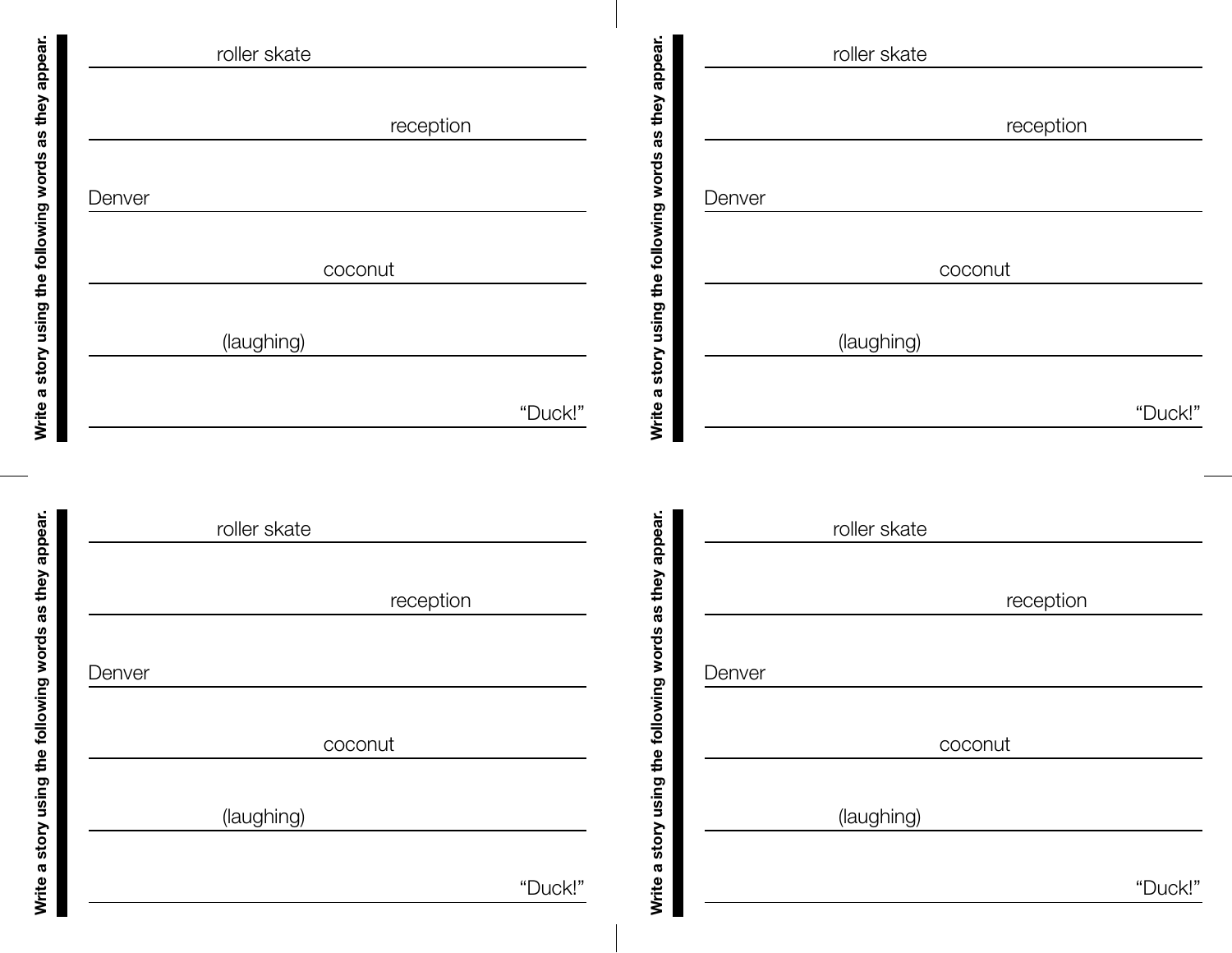**Write a story using the following words as they appear.**

roller skate

reception

Denver

coconut

(laughing)

"Duck!"

---

**Write a story using the following words as they appear.**

roller skate

reception

Denver

coconut

(laughing)

"Duck!"

---

**Write a story using the following words as they appear.**

roller skate

reception

Denver

coconut

(laughing)

"Duck!"

---

**Write a story using the following words as they appear.**

roller skate

reception

Denver

coconut

(laughing)

"Duck!"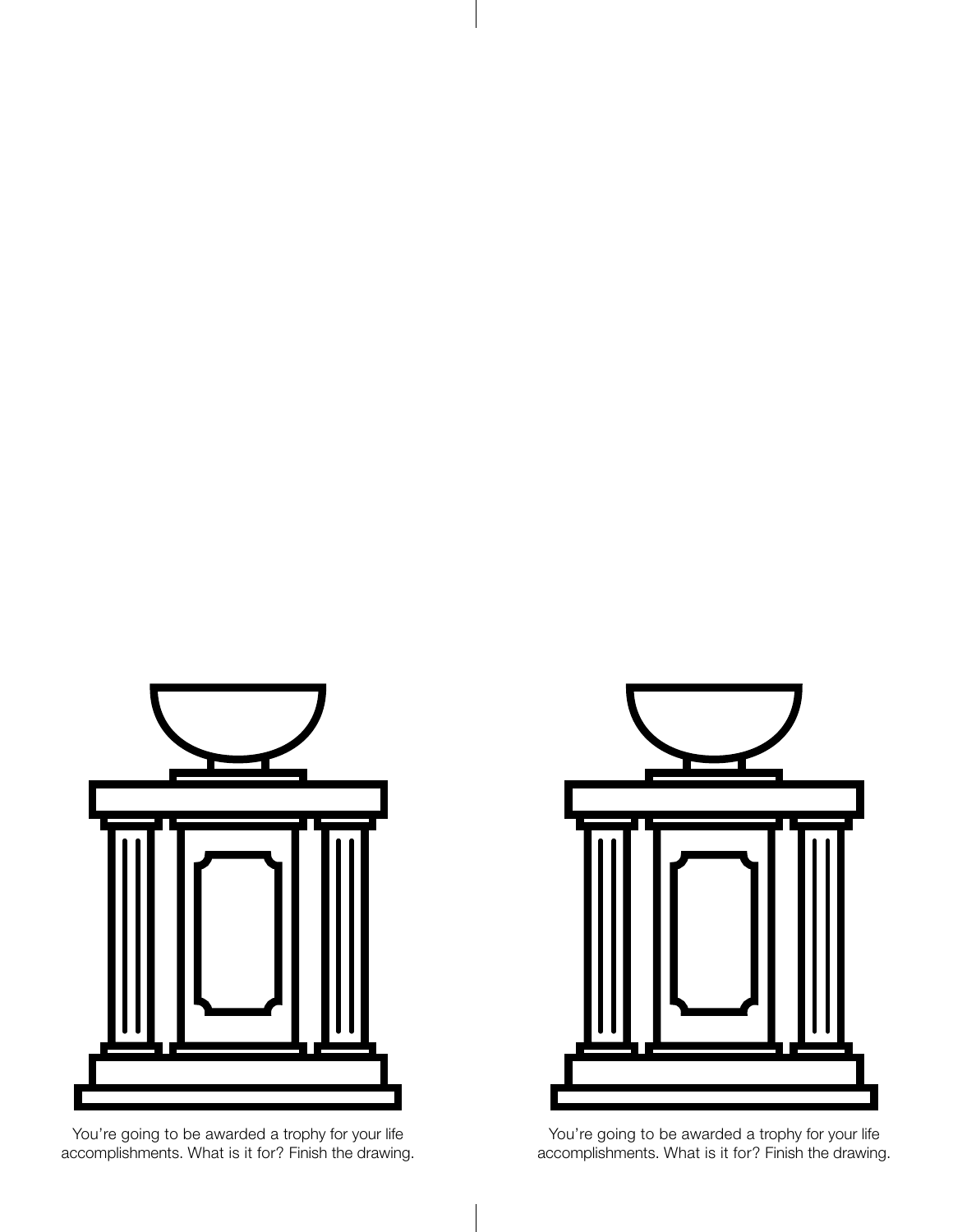You're going to be awarded a trophy for your life accomplishments. What is it for? Finish the drawing.

You're going to be awarded a trophy for your life accomplishments. What is it for? Finish the drawing.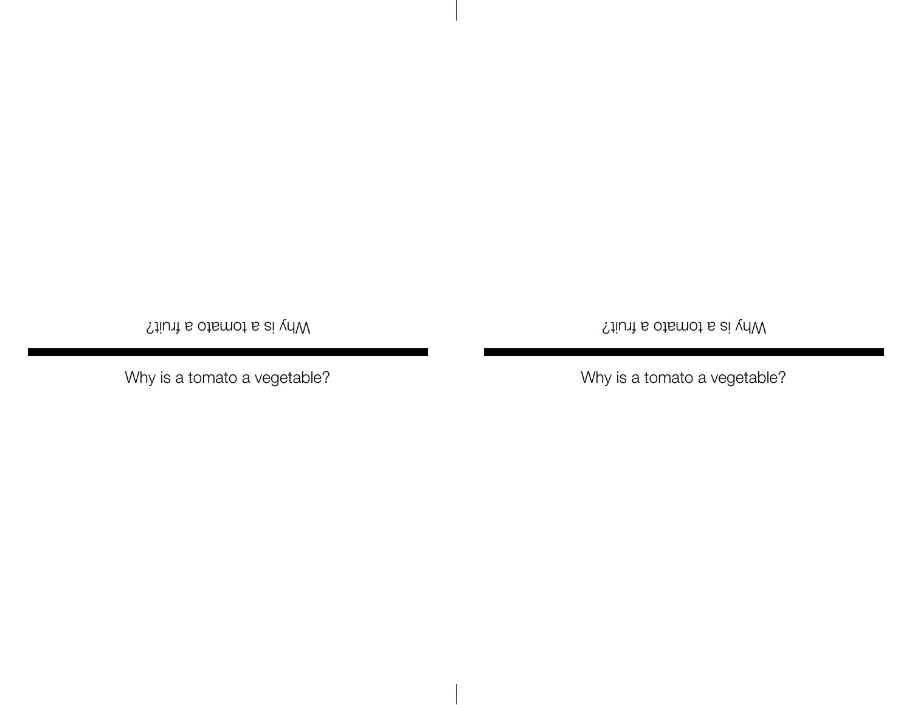Why is a tomato a fruit?

Why is a tomato a vegetable?

Why is a tomato a fruit?

Why is a tomato a vegetable?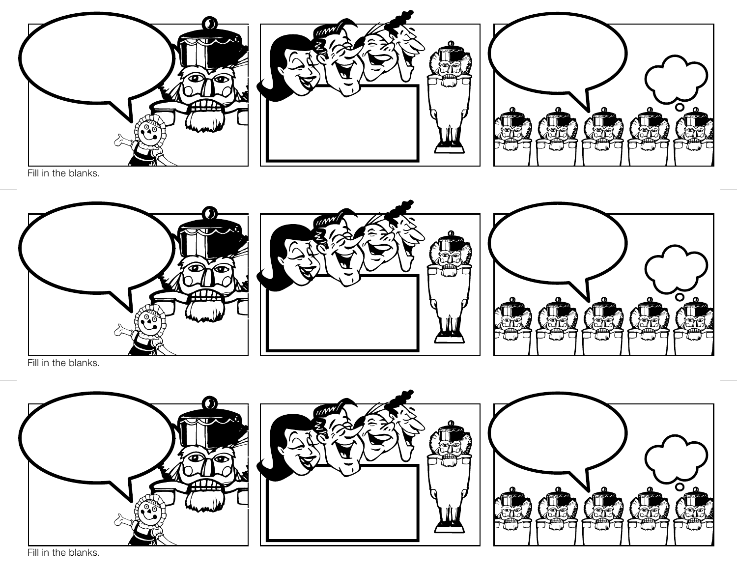Fill in the blanks.

Fill in the blanks.

Fill in the blanks.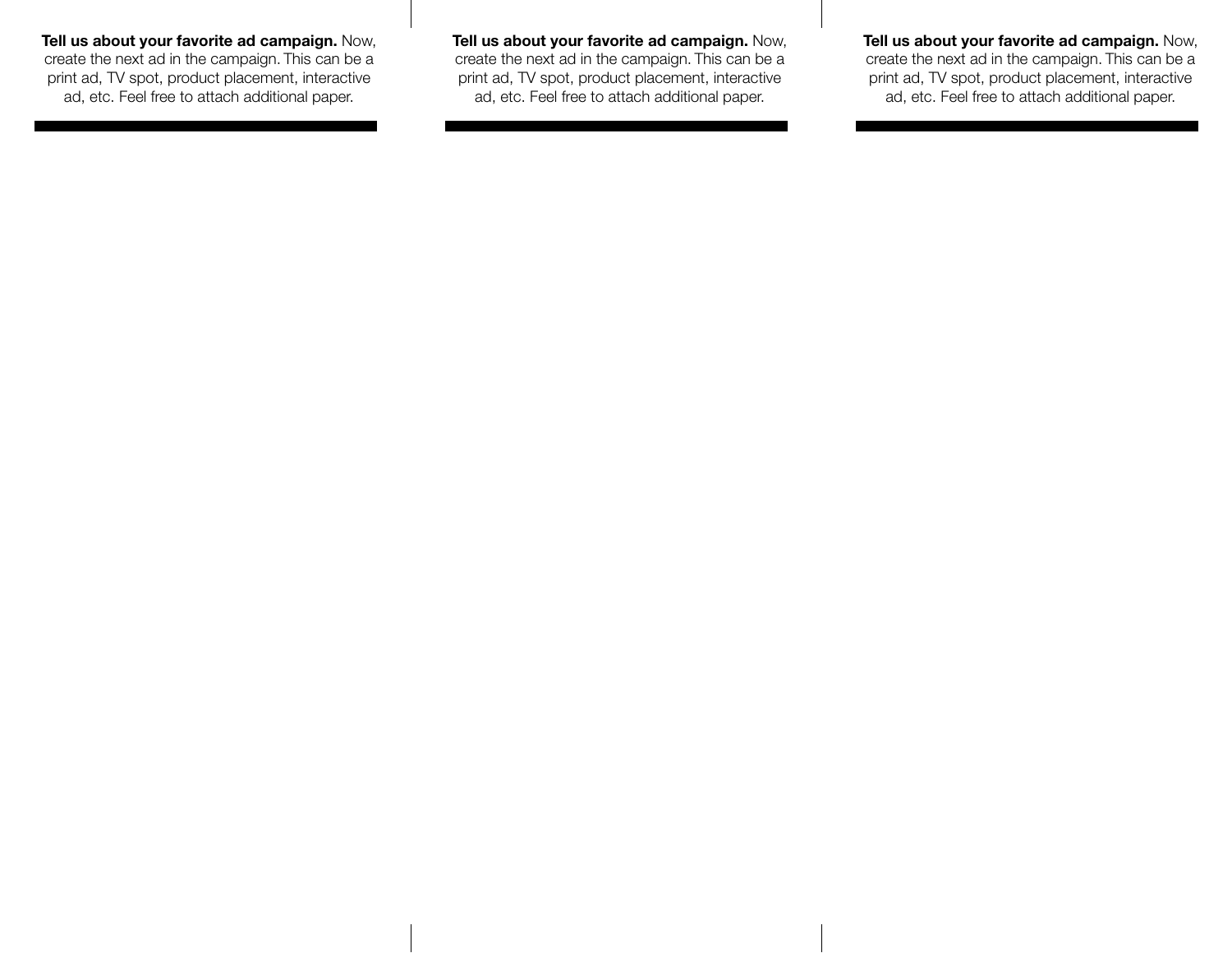**Tell us about your favorite ad campaign.** Now, create the next ad in the campaign. This can be a print ad, TV spot, product placement, interactive ad, etc. Feel free to attach additional paper.

---

**Tell us about your favorite ad campaign.** Now, create the next ad in the campaign. This can be a print ad, TV spot, product placement, interactive ad, etc. Feel free to attach additional paper.

---

**Tell us about your favorite ad campaign.** Now, create the next ad in the campaign. This can be a print ad, TV spot, product placement, interactive ad, etc. Feel free to attach additional paper.

---